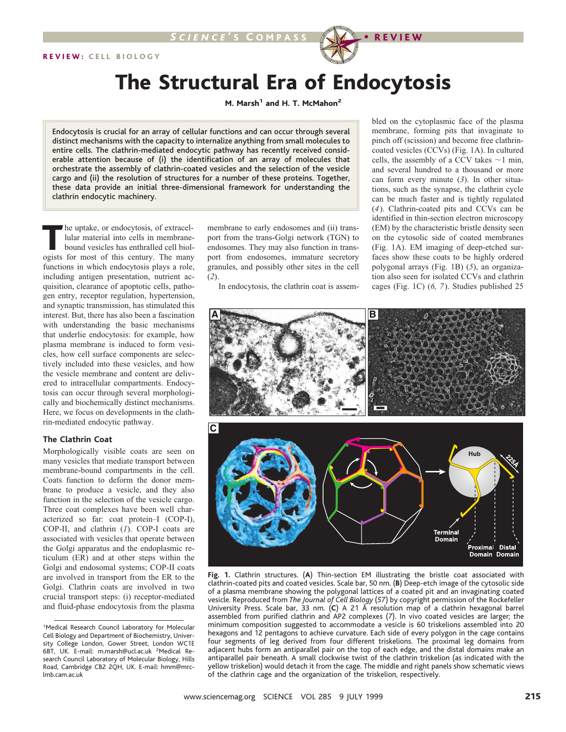REVIEW: CELL BIOLOGY

# The Structural Era of Endocytosis

M. Marsh[1] and H. T. McMahon[2]

**Endocytosis is crucial for an array of cellular functions and can occur through several distinct mechanisms with the capacity to internalize anything from small molecules to entire cells. The clathrin-mediated endocytic pathway has recently received considerable attention because of (i) the identification of an array of molecules that orchestrate the assembly of clathrin-coated vesicles and the selection of the vesicle cargo and (ii) the resolution of structures for a number of these proteins. Together, these data provide an initial three-dimensional framework for understanding the clathrin endocytic machinery.**

The uptake, or endocytosis, of extracellular material into cells in membrane-bound vesicles has enthralled cell biologists for most of this century. The many functions in which endocytosis plays a role, including antigen presentation, nutrient acquisition, clearance of apoptotic cells, pathogen entry, receptor regulation, hypertension, and synaptic transmission, has stimulated this interest. But, there has also been a fascination with understanding the basic mechanisms that underlie endocytosis: for example, how plasma membrane is induced to form vesicles, how cell surface components are selectively included into these vesicles, and how the vesicle membrane and content are delivered to intracellular compartments. Endocytosis can occur through several morphologically and biochemically distinct mechanisms. Here, we focus on developments in the clathrin-mediated endocytic pathway.

## The Clathrin Coat

Morphologically visible coats are seen on many vesicles that mediate transport between membrane-bound compartments in the cell. Coats function to deform the donor membrane to produce a vesicle, and they also function in the selection of the vesicle cargo. Three coat complexes have been well characterized so far: coat protein–I (COP-I), COP-II, and clathrin (*1*). COP-I coats are associated with vesicles that operate between the Golgi apparatus and the endoplasmic reticulum (ER) and at other steps within the Golgi and endosomal systems; COP-II coats are involved in transport from the ER to the Golgi. Clathrin coats are involved in two crucial transport steps: (i) receptor-mediated and fluid-phase endocytosis from the plasma membrane to early endosomes and (ii) transport from the trans-Golgi network (TGN) to endosomes. They may also function in transport from endosomes, immature secretory granules, and possibly other sites in the cell (*2*).

In endocytosis, the clathrin coat is assembled on the cytoplasmic face of the plasma membrane, forming pits that invaginate to pinch off (scission) and become free clathrin-coated vesicles (CCVs) (Fig. 1A). In cultured cells, the assembly of a CCV takes ~1 min, and several hundred to a thousand or more can form every minute (*3*). In other situations, such as the synapse, the clathrin cycle can be much faster and is tightly regulated (*4*). Clathrin-coated pits and CCVs can be identified in thin-section electron microscopy (EM) by the characteristic bristle density seen on the cytosolic side of coated membranes (Fig. 1A). EM imaging of deep-etched surfaces show these coats to be highly ordered polygonal arrays (Fig. 1B) (*5*), an organization also seen for isolated CCVs and clathrin cages (Fig. 1C) (*6, 7*). Studies published 25

A
B
C
Hub
225Å
Terminal Domain
Proximal Domain
Distal Domain

**Fig. 1.** Clathrin structures. (**A**) Thin-section EM illustrating the bristle coat associated with clathrin-coated pits and coated vesicles. Scale bar, 50 nm. (**B**) Deep-etch image of the cytosolic side of a plasma membrane showing the polygonal lattices of a coated pit and an invaginating coated vesicle. Reproduced from *The Journal of Cell Biology* (*57*) by copyright permission of the Rockefeller University Press. Scale bar, 33 nm. (**C**) A 21 Å resolution map of a clathrin hexagonal barrel assembled from purified clathrin and AP2 complexes (*7*). In vivo coated vesicles are larger; the minimum composition suggested to accommodate a vesicle is 60 triskelions assembled into 20 hexagons and 12 pentagons to achieve curvature. Each side of every polygon in the cage contains four segments of leg derived from four different triskelions. The proximal leg domains from adjacent hubs form an antiparallel pair on the top of each edge, and the distal domains make an antiparallel pair beneath. A small clockwise twist of the clathrin triskelion (as indicated with the yellow triskelion) would detach it from the cage. The middle and right panels show schematic views of the clathrin cage and the organization of the triskelion, respectively.

[1]Medical Research Council Laboratory for Molecular Cell Biology and Department of Biochemistry, University College London, Gower Street, London WC1E 6BT, UK. E-mail: m.marsh@ucl.ac.uk [2]Medical Research Council Laboratory of Molecular Biology, Hills Road, Cambridge CB2 2QH, UK. E-mail: hmm@mrc-lmb.cam.ac.uk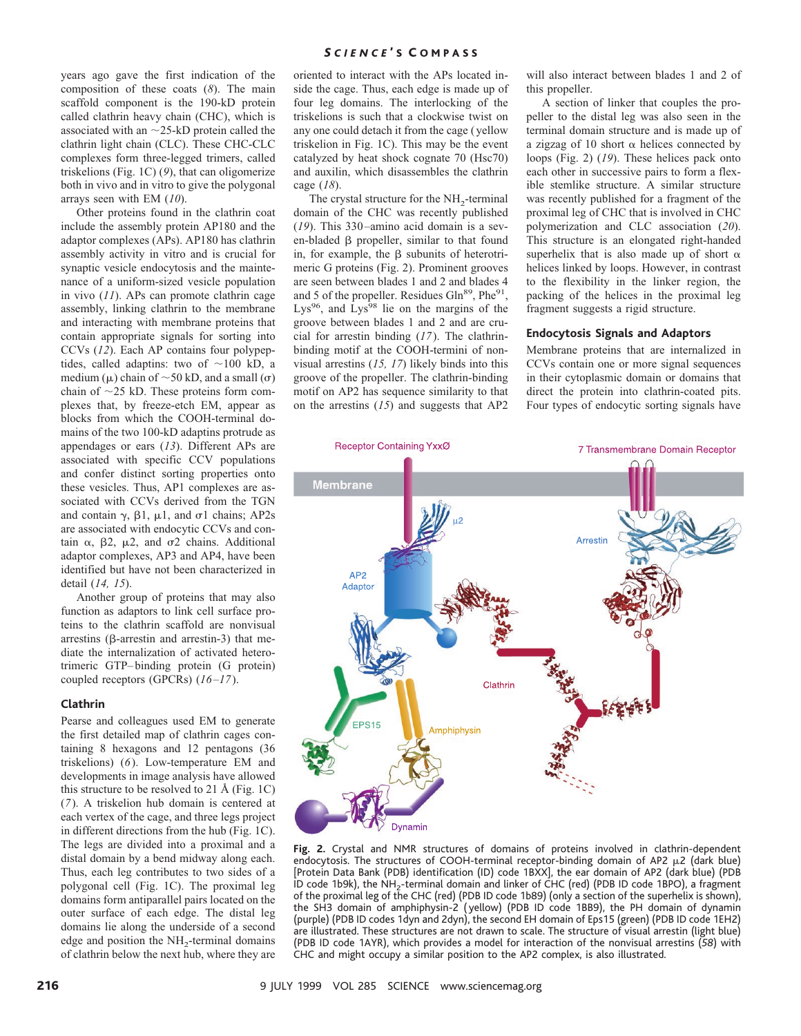years ago gave the first indication of the composition of these coats (8). The main scaffold component is the 190-kD protein called clathrin heavy chain (CHC), which is associated with an ~25-kD protein called the clathrin light chain (CLC). These CHC-CLC complexes form three-legged trimers, called triskelions (Fig. 1C) (9), that can oligomerize both in vivo and in vitro to give the polygonal arrays seen with EM (10).

Other proteins found in the clathrin coat include the assembly protein AP180 and the adaptor complexes (APs). AP180 has clathrin assembly activity in vitro and is crucial for synaptic vesicle endocytosis and the maintenance of a uniform-sized vesicle population in vivo (11). APs can promote clathrin cage assembly, linking clathrin to the membrane and interacting with membrane proteins that contain appropriate signals for sorting into CCVs (12). Each AP contains four polypeptides, called adaptins: two of ~100 kD, a medium (μ) chain of ~50 kD, and a small (σ) chain of ~25 kD. These proteins form complexes that, by freeze-etch EM, appear as blocks from which the COOH-terminal domains of the two 100-kD adaptins protrude as appendages or ears (13). Different APs are associated with specific CCV populations and confer distinct sorting properties onto these vesicles. Thus, AP1 complexes are associated with CCVs derived from the TGN and contain γ, β1, μ1, and σ1 chains; AP2s are associated with endocytic CCVs and contain α, β2, μ2, and σ2 chains. Additional adaptor complexes, AP3 and AP4, have been identified but have not been characterized in detail (14, 15).

Another group of proteins that may also function as adaptors to link cell surface proteins to the clathrin scaffold are nonvisual arrestins (β-arrestin and arrestin-3) that mediate the internalization of activated heterotrimeric GTP–binding protein (G protein) coupled receptors (GPCRs) (16–17).

### Clathrin

Pearse and colleagues used EM to generate the first detailed map of clathrin cages containing 8 hexagons and 12 pentagons (36 triskelions) (6). Low-temperature EM and developments in image analysis have allowed this structure to be resolved to 21 Å (Fig. 1C) (7). A triskelion hub domain is centered at each vertex of the cage, and three legs project in different directions from the hub (Fig. 1C). The legs are divided into a proximal and a distal domain by a bend midway along each. Thus, each leg contributes to two sides of a polygonal cell (Fig. 1C). The proximal leg domains form antiparallel pairs located on the outer surface of each edge. The distal leg domains lie along the underside of a second edge and position the $NH_2$-terminal domains of clathrin below the next hub, where they are oriented to interact with the APs located inside the cage. Thus, each edge is made up of four leg domains. The interlocking of the triskelions is such that a clockwise twist on any one could detach it from the cage (yellow triskelion in Fig. 1C). This may be the event catalyzed by heat shock cognate 70 (Hsc70) and auxilin, which disassembles the clathrin cage (18).

The crystal structure for the $NH_2$-terminal domain of the CHC was recently published (19). This 330–amino acid domain is a seven-bladed β propeller, similar to that found in, for example, the β subunits of heterotrimeric G proteins (Fig. 2). Prominent grooves are seen between blades 1 and 2 and blades 4 and 5 of the propeller. Residues Gln[89], Phe[91], Lys[96], and Lys[98] lie on the margins of the groove between blades 1 and 2 and are crucial for arrestin binding (17). The clathrin-binding motif at the COOH-termini of non-visual arrestins (15, 17) likely binds into this groove of the propeller. The clathrin-binding motif on AP2 has sequence similarity to that on the arrestins (15) and suggests that AP2 will also interact between blades 1 and 2 of this propeller.

A section of linker that couples the propeller to the distal leg was also seen in the terminal domain structure and is made up of a zigzag of 10 short α helices connected by loops (Fig. 2) (19). These helices pack onto each other in successive pairs to form a flexible stemlike structure. A similar structure was recently published for a fragment of the proximal leg of CHC that is involved in CHC polymerization and CLC association (20). This structure is an elongated right-handed superhelix that is also made up of short α helices linked by loops. However, in contrast to the flexibility in the linker region, the packing of the helices in the proximal leg fragment suggests a rigid structure.

### Endocytosis Signals and Adaptors

Membrane proteins that are internalized in CCVs contain one or more signal sequences in their cytoplasmic domain or domains that direct the protein into clathrin-coated pits. Four types of endocytic sorting signals have

**Fig. 2.** Crystal and NMR structures of domains of proteins involved in clathrin-dependent endocytosis. The structures of COOH-terminal receptor-binding domain of AP2 μ2 (dark blue) [Protein Data Bank (PDB) identification (ID) code 1BXX], the ear domain of AP2 (dark blue) (PDB ID code 1b9k), the $NH_2$-terminal domain and linker of CHC (red) (PDB ID code 1BPO), a fragment of the proximal leg of the CHC (red) (PDB ID code 1b89) (only a section of the superhelix is shown), the SH3 domain of amphiphysin-2 (yellow) (PDB ID code 1BB9), the PH domain of dynamin (purple) (PDB ID codes 1dyn and 2dyn), the second EH domain of Eps15 (green) (PDB ID code 1EH2) are illustrated. These structures are not drawn to scale. The structure of visual arrestin (light blue) (PDB ID code 1AYR), which provides a model for interaction of the nonvisual arrestins (58) with CHC and might occupy a similar position to the AP2 complex, is also illustrated.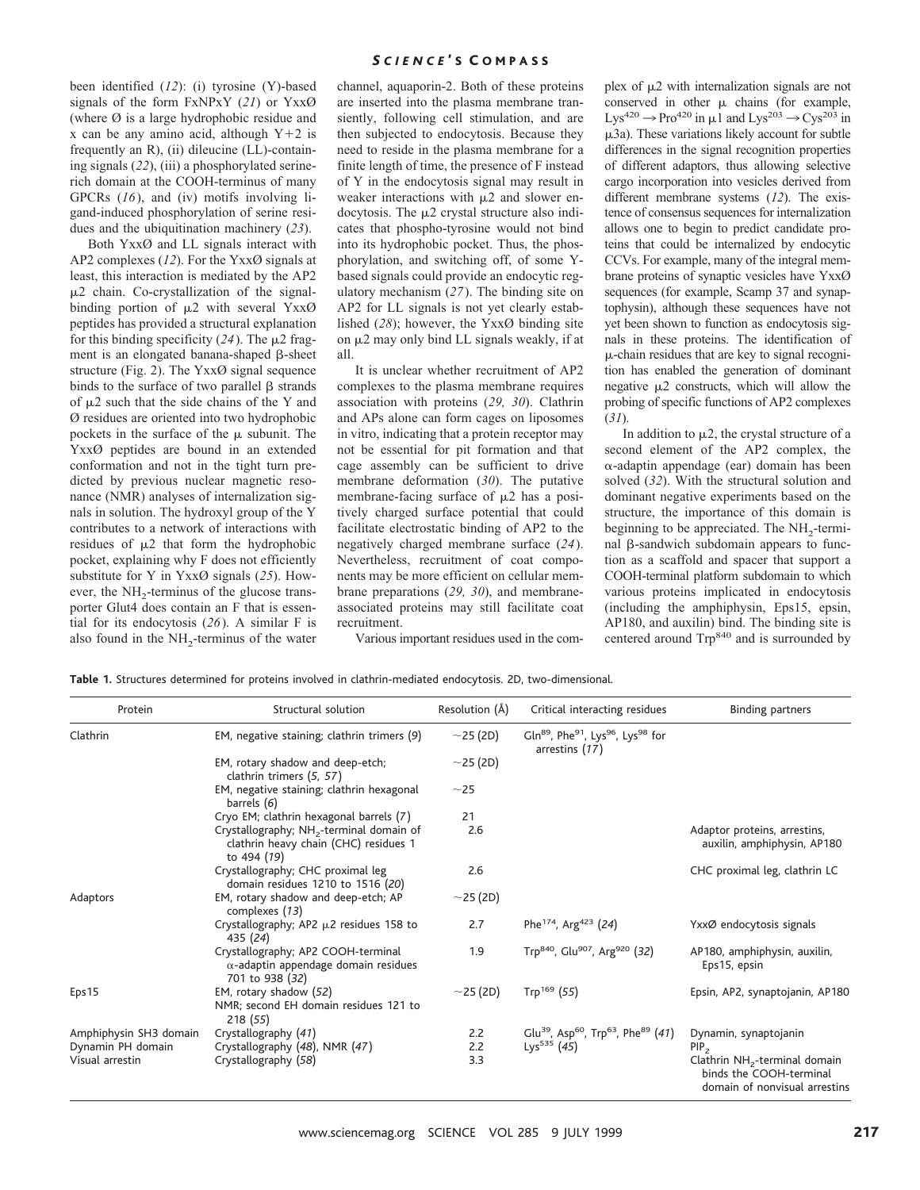been identified (*12*): (i) tyrosine (Y)-based signals of the form FxNPxY (*21*) or YxxØ (where Ø is a large hydrophobic residue and x can be any amino acid, although Y+2 is frequently an R), (ii) dileucine (LL)-containing signals (*22*), (iii) a phosphorylated serine-rich domain at the COOH-terminus of many GPCRs (*16*), and (iv) motifs involving ligand-induced phosphorylation of serine residues and the ubiquitination machinery (*23*).

Both YxxØ and LL signals interact with AP2 complexes (*12*). For the YxxØ signals at least, this interaction is mediated by the AP2 μ2 chain. Co-crystallization of the signal-binding portion of μ2 with several YxxØ peptides has provided a structural explanation for this binding specificity (*24*). The μ2 fragment is an elongated banana-shaped β-sheet structure (Fig. 2). The YxxØ signal sequence binds to the surface of two parallel β strands of μ2 such that the side chains of the Y and Ø residues are oriented into two hydrophobic pockets in the surface of the μ subunit. The YxxØ peptides are bound in an extended conformation and not in the tight turn predicted by previous nuclear magnetic resonance (NMR) analyses of internalization signals in solution. The hydroxyl group of the Y contributes to a network of interactions with residues of μ2 that form the hydrophobic pocket, explaining why F does not efficiently substitute for Y in YxxØ signals (*25*). However, the $NH_2$-terminus of the glucose transporter Glut4 does contain an F that is essential for its endocytosis (*26*). A similar F is also found in the $NH_2$-terminus of the water channel, aquaporin-2. Both of these proteins are inserted into the plasma membrane transiently, following cell stimulation, and are then subjected to endocytosis. Because they need to reside in the plasma membrane for a finite length of time, the presence of F instead of Y in the endocytosis signal may result in weaker interactions with μ2 and slower endocytosis. The μ2 crystal structure also indicates that phospho-tyrosine would not bind into its hydrophobic pocket. Thus, the phosphorylation, and switching off, of some Y-based signals could provide an endocytic regulatory mechanism (*27*). The binding site on AP2 for LL signals is not yet clearly established (*28*); however, the YxxØ binding site on μ2 may only bind LL signals weakly, if at all.

It is unclear whether recruitment of AP2 complexes to the plasma membrane requires association with proteins (*29, 30*). Clathrin and APs alone can form cages on liposomes in vitro, indicating that a protein receptor may not be essential for pit formation and that cage assembly can be sufficient to drive membrane deformation (*30*). The putative membrane-facing surface of μ2 has a positively charged surface potential that could facilitate electrostatic binding of AP2 to the negatively charged membrane surface (*24*). Nevertheless, recruitment of coat components may be more efficient on cellular membrane preparations (*29, 30*), and membrane-associated proteins may still facilitate coat recruitment.

Various important residues used in the complex of μ2 with internalization signals are not conserved in other μ chains (for example, $Lys^{420} \rightarrow Pro^{420}$ in μ1 and $Lys^{203} \rightarrow Cys^{203}$ in μ3a). These variations likely account for subtle differences in the signal recognition properties of different adaptors, thus allowing selective cargo incorporation into vesicles derived from different membrane systems (*12*). The existence of consensus sequences for internalization allows one to begin to predict candidate proteins that could be internalized by endocytic CCVs. For example, many of the integral membrane proteins of synaptic vesicles have YxxØ sequences (for example, Scamp 37 and synaptophysin), although these sequences have not yet been shown to function as endocytosis signals in these proteins. The identification of μ-chain residues that are key to signal recognition has enabled the generation of dominant negative μ2 constructs, which will allow the probing of specific functions of AP2 complexes (*31*).

In addition to μ2, the crystal structure of a second element of the AP2 complex, the α-adaptin appendage (ear) domain has been solved (*32*). With the structural solution and dominant negative experiments based on the structure, the importance of this domain is beginning to be appreciated. The $NH_2$-terminal β-sandwich subdomain appears to function as a scaffold and spacer that support a COOH-terminal platform subdomain to which various proteins implicated in endocytosis (including the amphiphysin, Eps15, epsin, AP180, and auxilin) bind. The binding site is centered around $Trp^{840}$ and is surrounded by

**Table 1.** Structures determined for proteins involved in clathrin-mediated endocytosis. 2D, two-dimensional.

| Protein | Structural solution | Resolution (Å) | Critical interacting residues | Binding partners |
|---|---|---|---|---|
| Clathrin | EM, negative staining; clathrin trimers (*9*) | ~25 (2D) | $Gln^{89}$, $Phe^{91}$, $Lys^{96}$, $Lys^{98}$ for arrestins (*17*) | |
| | EM, rotary shadow and deep-etch; clathrin trimers (*5, 57*) | ~25 (2D) | | |
| | EM, negative staining; clathrin hexagonal barrels (*6*) | ~25 | | |
| | Cryo EM; clathrin hexagonal barrels (*7*) | 21 | | |
| | Crystallography; $NH_2$-terminal domain of clathrin heavy chain (CHC) residues 1 to 494 (*19*) | 2.6 | | Adaptor proteins, arrestins, auxilin, amphiphysin, AP180 |
| | Crystallography; CHC proximal leg domain residues 1210 to 1516 (*20*) | 2.6 | | CHC proximal leg, clathrin LC |
| Adaptors | EM, rotary shadow and deep-etch; AP complexes (*13*) | ~25 (2D) | | |
| | Crystallography; AP2 μ2 residues 158 to 435 (*24*) | 2.7 | $Phe^{174}$, $Arg^{423}$ (*24*) | YxxØ endocytosis signals |
| | Crystallography; AP2 COOH-terminal α-adaptin appendage domain residues 701 to 938 (*32*) | 1.9 | $Trp^{840}$, $Glu^{907}$, $Arg^{920}$ (*32*) | AP180, amphiphysin, auxilin, Eps15, epsin |
| Eps15 | EM, rotary shadow (*52*) | ~25 (2D) | $Trp^{169}$ (*55*) | Epsin, AP2, synaptojanin, AP180 |
| | NMR; second EH domain residues 121 to 218 (*55*) | | | |
| Amphiphysin SH3 domain | Crystallography (*41*) | 2.2 | $Glu^{39}$, $Asp^{60}$, $Trp^{63}$, $Phe^{89}$ (*41*) | Dynamin, synaptojanin |
| Dynamin PH domain | Crystallography (*48*), NMR (*47*) | 2.2 | $Lys^{535}$ (*45*) | $PIP_2$ |
| Visual arrestin | Crystallography (*58*) | 3.3 | | Clathrin $NH_2$-terminal domain binds the COOH-terminal domain of nonvisual arrestins |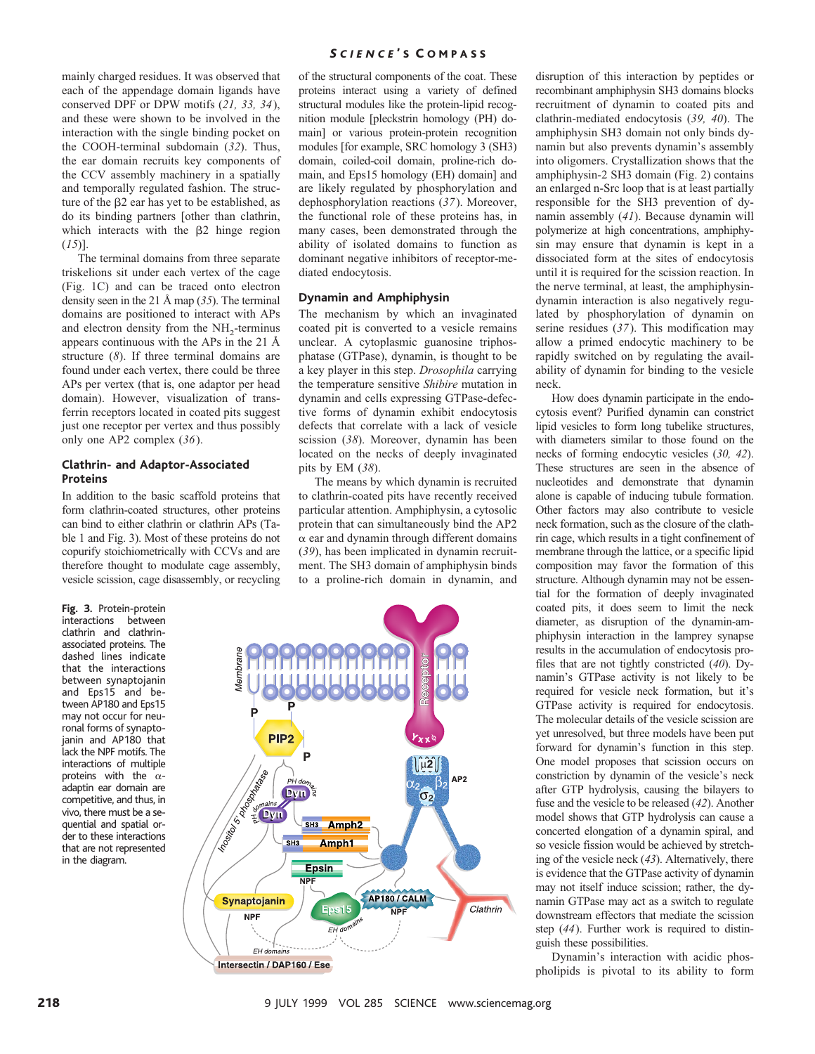mainly charged residues. It was observed that each of the appendage domain ligands have conserved DPF or DPW motifs (*21, 33, 34*), and these were shown to be involved in the interaction with the single binding pocket on the COOH-terminal subdomain (*32*). Thus, the ear domain recruits key components of the CCV assembly machinery in a spatially and temporally regulated fashion. The structure of the β2 ear has yet to be established, as do its binding partners [other than clathrin, which interacts with the β2 hinge region (*15*)].

The terminal domains from three separate triskelions sit under each vertex of the cage (Fig. 1C) and can be traced onto electron density seen in the 21 Å map (*35*). The terminal domains are positioned to interact with APs and electron density from the $NH_2$-terminus appears continuous with the APs in the 21 Å structure (*8*). If three terminal domains are found under each vertex, there could be three APs per vertex (that is, one adaptor per head domain). However, visualization of transferrin receptors located in coated pits suggest just one receptor per vertex and thus possibly only one AP2 complex (*36*).

### Clathrin- and Adaptor-Associated Proteins

In addition to the basic scaffold proteins that form clathrin-coated structures, other proteins can bind to either clathrin or clathrin APs (Table 1 and Fig. 3). Most of these proteins do not copurify stoichiometrically with CCVs and are therefore thought to modulate cage assembly, vesicle scission, cage disassembly, or recycling of the structural components of the coat. These proteins interact using a variety of defined structural modules like the protein-lipid recognition module [pleckstrin homology (PH) domain] or various protein-protein recognition modules [for example, SRC homology 3 (SH3) domain, coiled-coil domain, proline-rich domain, and Eps15 homology (EH) domain] and are likely regulated by phosphorylation and dephosphorylation reactions (*37*). Moreover, the functional role of these proteins has, in many cases, been demonstrated through the ability of isolated domains to function as dominant negative inhibitors of receptor-mediated endocytosis.

### Dynamin and Amphiphysin

The mechanism by which an invaginated coated pit is converted to a vesicle remains unclear. A cytoplasmic guanosine triphosphatase (GTPase), dynamin, is thought to be a key player in this step. *Drosophila* carrying the temperature sensitive *Shibire* mutation in dynamin and cells expressing GTPase-defective forms of dynamin exhibit endocytosis defects that correlate with a lack of vesicle scission (*38*). Moreover, dynamin has been located on the necks of deeply invaginated pits by EM (*38*).

The means by which dynamin is recruited to clathrin-coated pits have recently received particular attention. Amphiphysin, a cytosolic protein that can simultaneously bind the AP2 α ear and dynamin through different domains (*39*), has been implicated in dynamin recruitment. The SH3 domain of amphiphysin binds to a proline-rich domain in dynamin, and disruption of this interaction by peptides or recombinant amphiphysin SH3 domains blocks recruitment of dynamin to coated pits and clathrin-mediated endocytosis (*39, 40*). The amphiphysin SH3 domain not only binds dynamin but also prevents dynamin's assembly into oligomers. Crystallization shows that the amphiphysin-2 SH3 domain (Fig. 2) contains an enlarged n-Src loop that is at least partially responsible for the SH3 prevention of dynamin assembly (*41*). Because dynamin will polymerize at high concentrations, amphiphysin may ensure that dynamin is kept in a dissociated form at the sites of endocytosis until it is required for the scission reaction. In the nerve terminal, at least, the amphiphysin-dynamin interaction is also negatively regulated by phosphorylation of dynamin on serine residues (*37*). This modification may allow a primed endocytic machinery to be rapidly switched on by regulating the availability of dynamin for binding to the vesicle neck.

How does dynamin participate in the endocytosis event? Purified dynamin can constrict lipid vesicles to form long tubelike structures, with diameters similar to those found on the necks of forming endocytic vesicles (*30, 42*). These structures are seen in the absence of nucleotides and demonstrate that dynamin alone is capable of inducing tubule formation. Other factors may also contribute to vesicle neck formation, such as the closure of the clathrin cage, which results in a tight confinement of membrane through the lattice, or a specific lipid composition may favor the formation of this structure. Although dynamin may not be essential for the formation of deeply invaginated coated pits, it does seem to limit the neck diameter, as disruption of the dynamin-amphiphysin interaction in the lamprey synapse results in the accumulation of endocytosis profiles that are not tightly constricted (*40*). Dynamin's GTPase activity is not likely to be required for vesicle neck formation, but it's GTPase activity is required for endocytosis. The molecular details of the vesicle scission are yet unresolved, but three models have been put forward for dynamin's function in this step. One model proposes that scission occurs on constriction by dynamin of the vesicle's neck after GTP hydrolysis, causing the bilayers to fuse and the vesicle to be released (*42*). Another model shows that GTP hydrolysis can cause a concerted elongation of a dynamin spiral, and so vesicle fission would be achieved by stretching of the vesicle neck (*43*). Alternatively, there is evidence that the GTPase activity of dynamin may not itself induce scission; rather, the dynamin GTPase may act as a switch to regulate downstream effectors that mediate the scission step (*44*). Further work is required to distinguish these possibilities.

Dynamin's interaction with acidic phospholipids is pivotal to its ability to form

**Fig. 3.** Protein-protein interactions between clathrin and clathrin-associated proteins. The dashed lines indicate that the interactions between synaptojanin and Eps15 and between AP180 and Eps15 may not occur for neuronal forms of synaptojanin and AP180 that lack the NPF motifs. The interactions of multiple proteins with the α-adaptin ear domain are competitive, and thus, in vivo, there must be a sequential and spatial order to these interactions that are not represented in the diagram.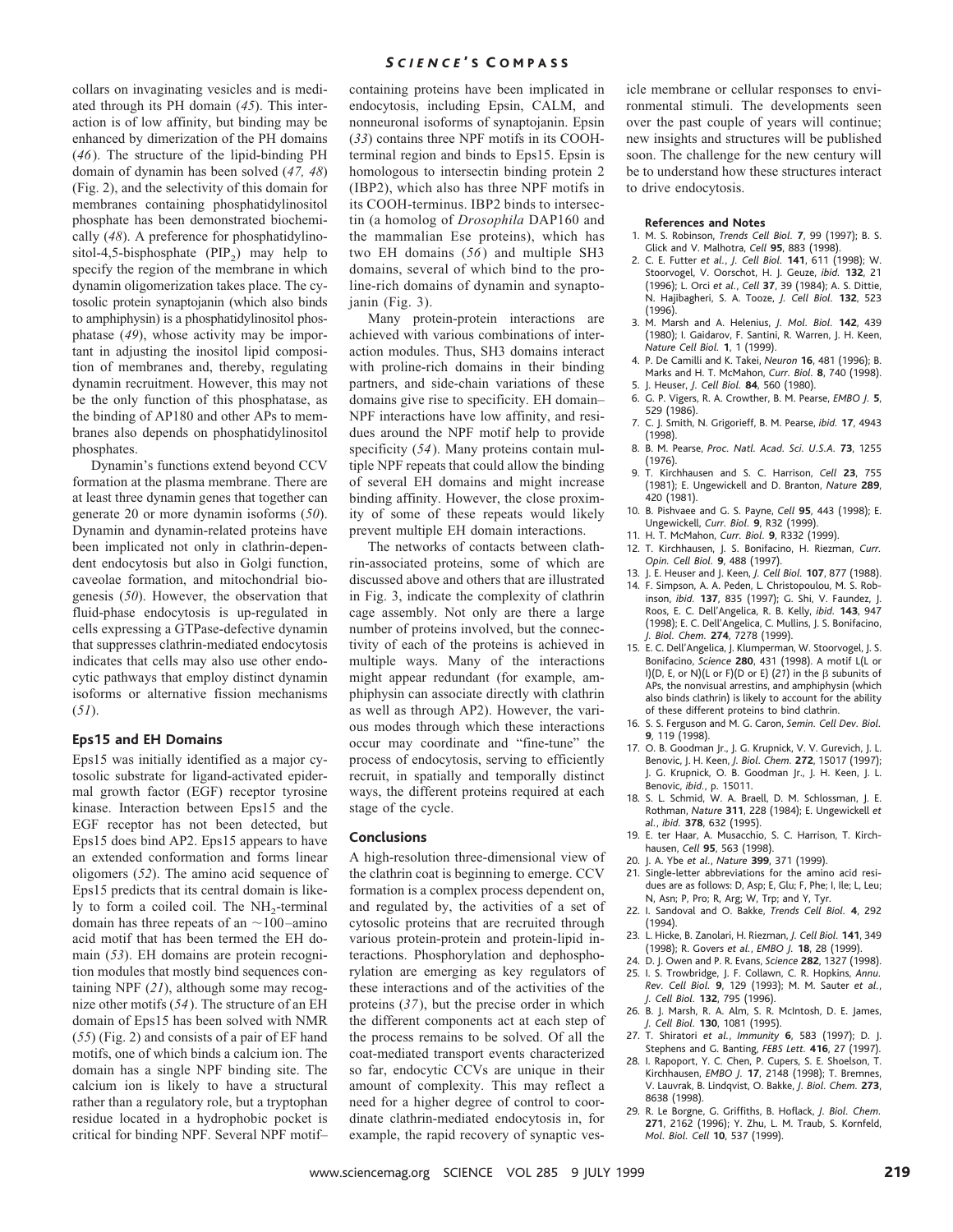collars on invaginating vesicles and is mediated through its PH domain (*45*). This interaction is of low affinity, but binding may be enhanced by dimerization of the PH domains (*46*). The structure of the lipid-binding PH domain of dynamin has been solved (*47, 48*) (Fig. 2), and the selectivity of this domain for membranes containing phosphatidylinositol phosphate has been demonstrated biochemically (*48*). A preference for phosphatidylinositol-4,5-bisphosphate ($PIP_2$) may help to specify the region of the membrane in which dynamin oligomerization takes place. The cytosolic protein synaptojanin (which also binds to amphiphysin) is a phosphatidylinositol phosphatase (*49*), whose activity may be important in adjusting the inositol lipid composition of membranes and, thereby, regulating dynamin recruitment. However, this may not be the only function of this phosphatase, as the binding of AP180 and other APs to membranes also depends on phosphatidylinositol phosphates.

Dynamin's functions extend beyond CCV formation at the plasma membrane. There are at least three dynamin genes that together can generate 20 or more dynamin isoforms (*50*). Dynamin and dynamin-related proteins have been implicated not only in clathrin-dependent endocytosis but also in Golgi function, caveolae formation, and mitochondrial biogenesis (*50*). However, the observation that fluid-phase endocytosis is up-regulated in cells expressing a GTPase-defective dynamin that suppresses clathrin-mediated endocytosis indicates that cells may also use other endocytic pathways that employ distinct dynamin isoforms or alternative fission mechanisms (*51*).

### Eps15 and EH Domains

Eps15 was initially identified as a major cytosolic substrate for ligand-activated epidermal growth factor (EGF) receptor tyrosine kinase. Interaction between Eps15 and the EGF receptor has not been detected, but Eps15 does bind AP2. Eps15 appears to have an extended conformation and forms linear oligomers (*52*). The amino acid sequence of Eps15 predicts that its central domain is likely to form a coiled coil. The $NH_2$-terminal domain has three repeats of an ~100–amino acid motif that has been termed the EH domain (*53*). EH domains are protein recognition modules that mostly bind sequences containing NPF (*21*), although some may recognize other motifs (*54*). The structure of an EH domain of Eps15 has been solved with NMR (*55*) (Fig. 2) and consists of a pair of EF hand motifs, one of which binds a calcium ion. The domain has a single NPF binding site. The calcium ion is likely to have a structural rather than a regulatory role, but a tryptophan residue located in a hydrophobic pocket is critical for binding NPF. Several NPF motif–containing proteins have been implicated in endocytosis, including Epsin, CALM, and nonneuronal isoforms of synaptojanin. Epsin (*33*) contains three NPF motifs in its COOH-terminal region and binds to Eps15. Epsin is homologous to intersectin binding protein 2 (IBP2), which also has three NPF motifs in its COOH-terminus. IBP2 binds to intersectin (a homolog of *Drosophila* DAP160 and the mammalian Ese proteins), which has two EH domains (*56*) and multiple SH3 domains, several of which bind to the proline-rich domains of dynamin and synaptojanin (Fig. 3).

Many protein-protein interactions are achieved with various combinations of interaction modules. Thus, SH3 domains interact with proline-rich domains in their binding partners, and side-chain variations of these domains give rise to specificity. EH domain–NPF interactions have low affinity, and residues around the NPF motif help to provide specificity (*54*). Many proteins contain multiple NPF repeats that could allow the binding of several EH domains and might increase binding affinity. However, the close proximity of some of these repeats would likely prevent multiple EH domain interactions.

The networks of contacts between clathrin-associated proteins, some of which are discussed above and others that are illustrated in Fig. 3, indicate the complexity of clathrin cage assembly. Not only are there a large number of proteins involved, but the connectivity of each of the proteins is achieved in multiple ways. Many of the interactions might appear redundant (for example, amphiphysin can associate directly with clathrin as well as through AP2). However, the various modes through which these interactions occur may coordinate and "fine-tune" the process of endocytosis, serving to efficiently recruit, in spatially and temporally distinct ways, the different proteins required at each stage of the cycle.

### Conclusions

A high-resolution three-dimensional view of the clathrin coat is beginning to emerge. CCV formation is a complex process dependent on, and regulated by, the activities of a set of cytosolic proteins that are recruited through various protein-protein and protein-lipid interactions. Phosphorylation and dephosphorylation are emerging as key regulators of these interactions and of the activities of the proteins (*37*), but the precise order in which the different components act at each step of the process remains to be solved. Of all the coat-mediated transport events characterized so far, endocytic CCVs are unique in their amount of complexity. This may reflect a need for a higher degree of control to coordinate clathrin-mediated endocytosis in, for example, the rapid recovery of synaptic vesicle membrane or cellular responses to environmental stimuli. The developments seen over the past couple of years will continue; new insights and structures will be published soon. The challenge for the new century will be to understand how these structures interact to drive endocytosis.

#### References and Notes

1. M. S. Robinson, *Trends Cell Biol.* **7**, 99 (1997); B. S. Glick and V. Malhotra, *Cell* **95**, 883 (1998).
2. C. E. Futter *et al.*, *J. Cell Biol.* **141**, 611 (1998); W. Stoorvogel, V. Oorschot, H. J. Geuze, *ibid.* **132**, 21 (1996); L. Orci *et al.*, *Cell* **37**, 39 (1984); A. S. Dittie, N. Hajibagheri, S. A. Tooze, *J. Cell Biol.* **132**, 523 (1996).
3. M. Marsh and A. Helenius, *J. Mol. Biol.* **142**, 439 (1980); I. Gaidarov, F. Santini, R. Warren, J. H. Keen, *Nature Cell Biol.* **1**, 1 (1999).
4. P. De Camilli and K. Takei, *Neuron* **16**, 481 (1996); B. Marks and H. T. McMahon, *Curr. Biol.* **8**, 740 (1998).
5. J. Heuser, *J. Cell Biol.* **84**, 560 (1980).
6. G. P. Vigers, R. A. Crowther, B. M. Pearse, *EMBO J.* **5**, 529 (1986).
7. C. J. Smith, N. Grigorieff, B. M. Pearse, *ibid.* **17**, 4943 (1998).
8. B. M. Pearse, *Proc. Natl. Acad. Sci. U.S.A.* **73**, 1255 (1976).
9. T. Kirchhausen and S. C. Harrison, *Cell* **23**, 755 (1981); E. Ungewickell and D. Branton, *Nature* **289**, 420 (1981).
10. B. Pishvaee and G. S. Payne, *Cell* **95**, 443 (1998); E. Ungewickell, *Curr. Biol.* **9**, R32 (1999).
11. H. T. McMahon, *Curr. Biol.* **9**, R332 (1999).
12. T. Kirchhausen, J. S. Bonifacino, H. Riezman, *Curr. Opin. Cell Biol.* **9**, 488 (1997).
13. J. E. Heuser and J. Keen, *J. Cell Biol.* **107**, 877 (1988).
14. F. Simpson, A. A. Peden, L. Christopoulou, M. S. Robinson, *ibid.* **137**, 835 (1997); G. Shi, V. Faundez, J. Roos, E. C. Dell'Angelica, R. B. Kelly, *ibid.* **143**, 947 (1998); E. C. Dell'Angelica, C. Mullins, J. S. Bonifacino, *J. Biol. Chem.* **274**, 7278 (1999).
15. E. C. Dell'Angelica, J. Klumperman, W. Stoorvogel, J. S. Bonifacino, *Science* **280**, 431 (1998). A motif L(L or I)(D, E, or N)(L or F)(D or E) (*21*) in the β subunits of APs, the nonvisual arrestins, and amphiphysin (which also binds clathrin) is likely to account for the ability of these different proteins to bind clathrin.
16. S. S. Ferguson and M. G. Caron, *Semin. Cell Dev. Biol.* **9**, 119 (1998).
17. O. B. Goodman Jr., J. G. Krupnick, V. V. Gurevich, J. L. Benovic, J. H. Keen, *J. Biol. Chem.* **272**, 15017 (1997); J. G. Krupnick, O. B. Goodman Jr., J. H. Keen, J. L. Benovic, *ibid.*, p. 15011.
18. S. L. Schmid, W. A. Braell, D. M. Schlossman, J. E. Rothman, *Nature* **311**, 228 (1984); E. Ungewickell *et al.*, *ibid.* **378**, 632 (1995).
19. E. ter Haar, A. Musacchio, S. C. Harrison, T. Kirchhausen, *Cell* **95**, 563 (1998).
20. J. A. Ybe *et al.*, *Nature* **399**, 371 (1999).
21. Single-letter abbreviations for the amino acid residues are as follows: D, Asp; E, Glu; F, Phe; I, Ile; L, Leu; N, Asn; P, Pro; R, Arg; W, Trp; and Y, Tyr.
22. I. Sandoval and O. Bakke, *Trends Cell Biol.* **4**, 292 (1994).
23. L. Hicke, B. Zanolari, H. Riezman, *J. Cell Biol.* **141**, 349 (1998); R. Govers *et al.*, *EMBO J.* **18**, 28 (1999).
24. D. J. Owen and P. R. Evans, *Science* **282**, 1327 (1998).
25. I. S. Trowbridge, J. F. Collawn, C. R. Hopkins, *Annu. Rev. Cell Biol.* **9**, 129 (1993); M. M. Sauter *et al.*, *J. Cell Biol.* **132**, 795 (1996).
26. B. J. Marsh, R. A. Alm, S. R. McIntosh, D. E. James, *J. Cell Biol.* **130**, 1081 (1995).
27. T. Shiratori *et al.*, *Immunity* **6**, 583 (1997); D. J. Stephens and G. Banting, *FEBS Lett.* **416**, 27 (1997).
28. I. Rapoport, Y. C. Chen, P. Cupers, S. E. Shoelson, T. Kirchhausen, *EMBO J.* **17**, 2148 (1998); T. Bremnes, V. Lauvrak, B. Lindqvist, O. Bakke, *J. Biol. Chem.* **273**, 8638 (1998).
29. R. Le Borgne, G. Griffiths, B. Hoflack, *J. Biol. Chem.* **271**, 2162 (1996); Y. Zhu, L. M. Traub, S. Kornfeld, *Mol. Biol. Cell* **10**, 537 (1999).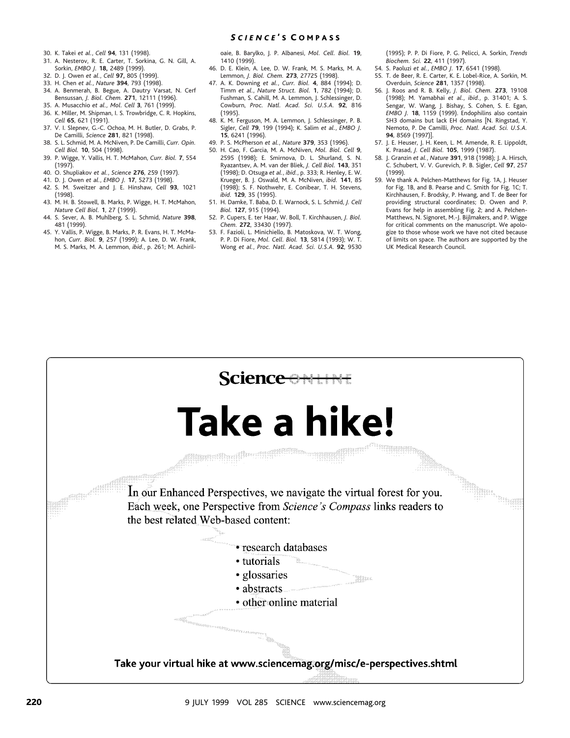30. K. Takei *et al.*, *Cell* **94**, 131 (1998).
31. A. Nesterov, R. E. Carter, T. Sorkina, G. N. Gill, A. Sorkin, *EMBO J.* **18,** 2489 (1999).
32. D. J. Owen *et al.*, *Cell* **97,** 805 (1999).
33. H. Chen *et al.*, *Nature* **394**, 793 (1998).
34. A. Benmerah, B. Begue, A. Dautry Varsat, N. Cerf Bensussan, *J. Biol. Chem.* **271**, 12111 (1996).
35. A. Musacchio *et al.*, *Mol. Cell* **3**, 761 (1999).
36. K. Miller, M. Shipman, I. S. Trowbridge, C. R. Hopkins, *Cell* **65**, 621 (1991).
37. V. I. Slepnev, G.-C. Ochoa, M. H. Butler, D. Grabs, P. De Camilli, *Science* **281**, 821 (1998).
38. S. L. Schmid, M. A. McNiven, P. De Camilli, *Curr. Opin. Cell Biol.* **10**, 504 (1998).
39. P. Wigge, Y. Vallis, H. T. McMahon, *Curr. Biol.* **7**, 554 (1997).
40. O. Shupliakov *et al.*, *Science* **276**, 259 (1997).
41. D. J. Owen *et al.*, *EMBO J.* **17**, 5273 (1998).
42. S. M. Sweitzer and J. E. Hinshaw, *Cell* **93**, 1021 (1998).
43. M. H. B. Stowell, B. Marks, P. Wigge, H. T. McMahon, *Nature Cell Biol.* **1**, 27 (1999).
44. S. Sever, A. B. Muhlberg, S. L. Schmid, *Nature* **398**, 481 (1999).
45. Y. Vallis, P. Wigge, B. Marks, P. R. Evans, H. T. McMahon, *Curr. Biol.* **9**, 257 (1999); A. Lee, D. W. Frank, M. S. Marks, M. A. Lemmon, *ibid.*, p. 261; M. Achiriloaie, B. Barylko, J. P. Albanesi, *Mol. Cell. Biol.* **19**, 1410 (1999).
46. D. E. Klein, A. Lee, D. W. Frank, M. S. Marks, M. A. Lemmon, *J. Biol. Chem.* **273**, 27725 (1998).
47. A. K. Downing *et al.*, *Curr. Biol.* **4**, 884 (1994); D. Timm *et al.*, *Nature Struct. Biol.* **1**, 782 (1994); D. Fushman, S. Cahill, M. A. Lemmon, J. Schlessinger, D. Cowburn, *Proc. Natl. Acad. Sci. U.S.A.* **92**, 816 (1995).
48. K. M. Ferguson, M. A. Lemmon, J. Schlessinger, P. B. Sigler, *Cell* **79**, 199 (1994); K. Salim *et al.*, *EMBO J.* **15**, 6241 (1996).
49. P. S. McPherson *et al.*, *Nature* **379**, 353 (1996).
50. H. Cao, F. Garcia, M. A. McNiven, *Mol. Biol. Cell* **9**, 2595 (1998); E. Smirnova, D. L. Shurland, S. N. Ryazantsev, A. M. van der Bliek, *J. Cell Biol.* **143**, 351 (1998); D. Otsuga *et al.*, *ibid.*, p. 333; R. Henley, E. W. Krueger, B. J. Oswald, M. A. McNiven, *ibid.* **141**, 85 (1998); S. F. Nothwehr, E. Conibear, T. H. Stevens, *ibid.* **129**, 35 (1995).
51. H. Damke, T. Baba, D. E. Warnock, S. L. Schmid, *J. Cell Biol.* **127**, 915 (1994).
52. P. Cupers, E. ter Haar, W. Boll, T. Kirchhausen, *J. Biol. Chem.* **272**, 33430 (1997).
53. F. Fazioli, L. Minichiello, B. Matoskova, W. T. Wong, P. P. Di Fiore, *Mol. Cell. Biol.* **13**, 5814 (1993); W. T. Wong *et al.*, *Proc. Natl. Acad. Sci. U.S.A.* **92**, 9530 (1995); P. P. Di Fiore, P. G. Pelicci, A. Sorkin, *Trends Biochem. Sci.* **22**, 411 (1997).
54. S. Paoluzi *et al.*, *EMBO J.* **17**, 6541 (1998).
55. T. de Beer, R. E. Carter, K. E. Lobel-Rice, A. Sorkin, M. Overduin, *Science* **281**, 1357 (1998).
56. J. Roos and R. B. Kelly, *J. Biol. Chem.* **273**, 19108 (1998); M. Yamabhai *et al.*, *ibid.*, p. 31401; A. S. Sengar, W. Wang, J. Bishay, S. Cohen, S. E. Egan, *EMBO J.* **18**, 1159 (1999). Endophilins also contain SH3 domains but lack EH domains [N. Ringstad, Y. Nemoto, P. De Camilli, *Proc. Natl. Acad. Sci. U.S.A.* **94**, 8569 (1997)].
57. J. E. Heuser, J. H. Keen, L. M. Amende, R. E. Lippoldt, K. Prasad, *J. Cell Biol.* **105**, 1999 (1987).
58. J. Granzin *et al.*, *Nature* **391**, 918 (1998); J. A. Hirsch, C. Schubert, V. V. Gurevich, P. B. Sigler, *Cell* **97**, 257 (1999).
59. We thank A. Pelchen-Matthews for Fig. 1A, J. Heuser for Fig. 1B, and B. Pearse and C. Smith for Fig. 1C; T. Kirchhausen, F. Brodsky, P. Hwang, and T. de Beer for providing structural coordinates; D. Owen and P. Evans for help in assembling Fig. 2; and A. Pelchen-Matthews, N. Signoret, M.-J. Bijlmakers, and P. Wigge for critical comments on the manuscript. We apologize to those whose work we have not cited because of limits on space. The authors are supported by the UK Medical Research Council.

Science ONLINE

# Take a hike!

In our Enhanced Perspectives, we navigate the virtual forest for you. Each week, one Perspective from *Science's Compass* links readers to the best related Web-based content:

- research databases
- tutorials
- glossaries
- abstracts
- other online material

**Take your virtual hike at www.sciencemag.org/misc/e-perspectives.shtml**